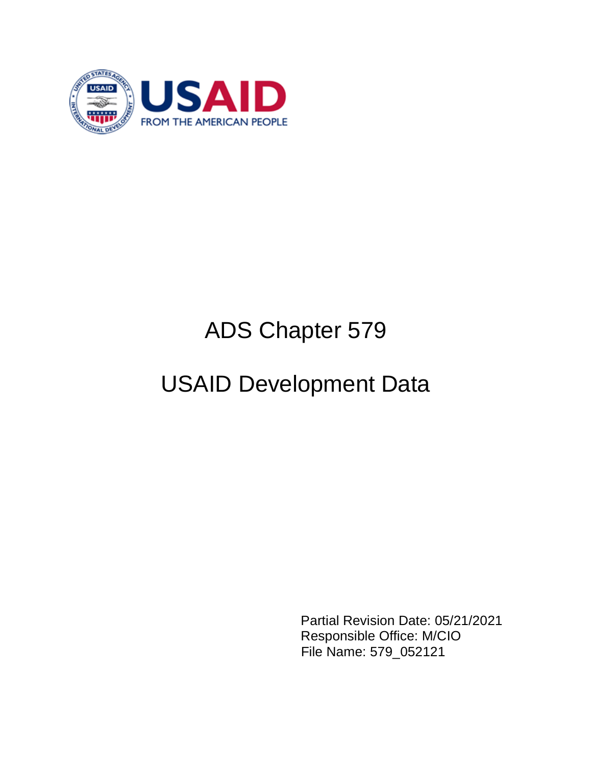USAID
FROM THE AMERICAN PEOPLE

# ADS Chapter 579

# USAID Development Data

Partial Revision Date: 05/21/2021
Responsible Office: M/CIO
File Name: 579_052121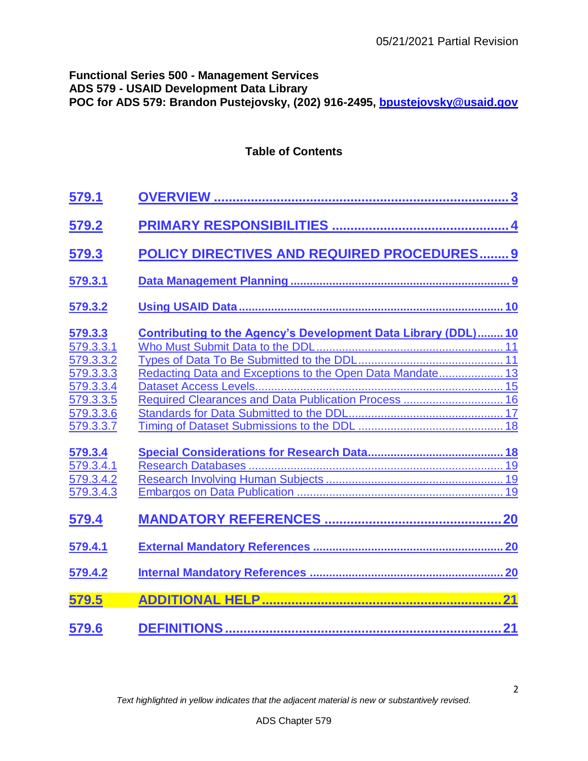05/21/2021 Partial Revision

**Functional Series 500 - Management Services**
**ADS 579 - USAID Development Data Library**
**POC for ADS 579: Brandon Pustejovsky, (202) 916-2495, bpustejovsky@usaid.gov**

## Table of Contents

| | | |
|---|---|---|
| **579.1** | **OVERVIEW** | **3** |
| **579.2** | **PRIMARY RESPONSIBILITIES** | **4** |
| **579.3** | **POLICY DIRECTIVES AND REQUIRED PROCEDURES** | **9** |
| **579.3.1** | **Data Management Planning** | **9** |
| **579.3.2** | **Using USAID Data** | **10** |
| **579.3.3** | **Contributing to the Agency's Development Data Library (DDL)** | **10** |
| 579.3.3.1 | Who Must Submit Data to the DDL | 11 |
| 579.3.3.2 | Types of Data To Be Submitted to the DDL | 11 |
| 579.3.3.3 | Redacting Data and Exceptions to the Open Data Mandate | 13 |
| 579.3.3.4 | Dataset Access Levels | 15 |
| 579.3.3.5 | Required Clearances and Data Publication Process | 16 |
| 579.3.3.6 | Standards for Data Submitted to the DDL | 17 |
| 579.3.3.7 | Timing of Dataset Submissions to the DDL | 18 |
| **579.3.4** | **Special Considerations for Research Data** | **18** |
| 579.3.4.1 | Research Databases | 19 |
| 579.3.4.2 | Research Involving Human Subjects | 19 |
| 579.3.4.3 | Embargos on Data Publication | 19 |
| **579.4** | **MANDATORY REFERENCES** | **20** |
| **579.4.1** | **External Mandatory References** | **20** |
| **579.4.2** | **Internal Mandatory References** | **20** |
| **579.5** | **ADDITIONAL HELP** | **21** |
| **579.6** | **DEFINITIONS** | **21** |

*Text highlighted in yellow indicates that the adjacent material is new or substantively revised.*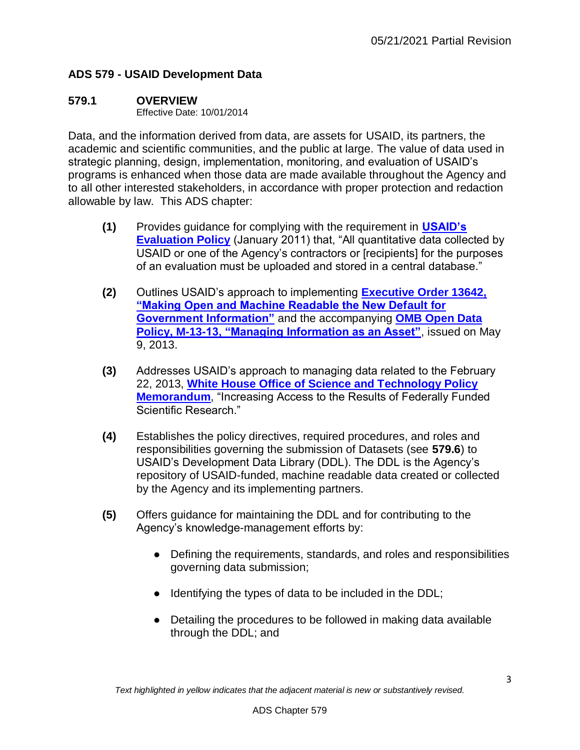## ADS 579 - USAID Development Data

### 579.1 OVERVIEW

Effective Date: 10/01/2014

Data, and the information derived from data, are assets for USAID, its partners, the academic and scientific communities, and the public at large. The value of data used in strategic planning, design, implementation, monitoring, and evaluation of USAID's programs is enhanced when those data are made available throughout the Agency and to all other interested stakeholders, in accordance with proper protection and redaction allowable by law. This ADS chapter:

**(1)** Provides guidance for complying with the requirement in **USAID's Evaluation Policy** (January 2011) that, "All quantitative data collected by USAID or one of the Agency's contractors or [recipients] for the purposes of an evaluation must be uploaded and stored in a central database."

**(2)** Outlines USAID's approach to implementing **Executive Order 13642, "Making Open and Machine Readable the New Default for Government Information"** and the accompanying **OMB Open Data Policy, M-13-13, "Managing Information as an Asset"**, issued on May 9, 2013.

**(3)** Addresses USAID's approach to managing data related to the February 22, 2013, **White House Office of Science and Technology Policy Memorandum**, "Increasing Access to the Results of Federally Funded Scientific Research."

**(4)** Establishes the policy directives, required procedures, and roles and responsibilities governing the submission of Datasets (see **579.6**) to USAID's Development Data Library (DDL). The DDL is the Agency's repository of USAID-funded, machine readable data created or collected by the Agency and its implementing partners.

**(5)** Offers guidance for maintaining the DDL and for contributing to the Agency's knowledge-management efforts by:

- Defining the requirements, standards, and roles and responsibilities governing data submission;
- Identifying the types of data to be included in the DDL;
- Detailing the procedures to be followed in making data available through the DDL; and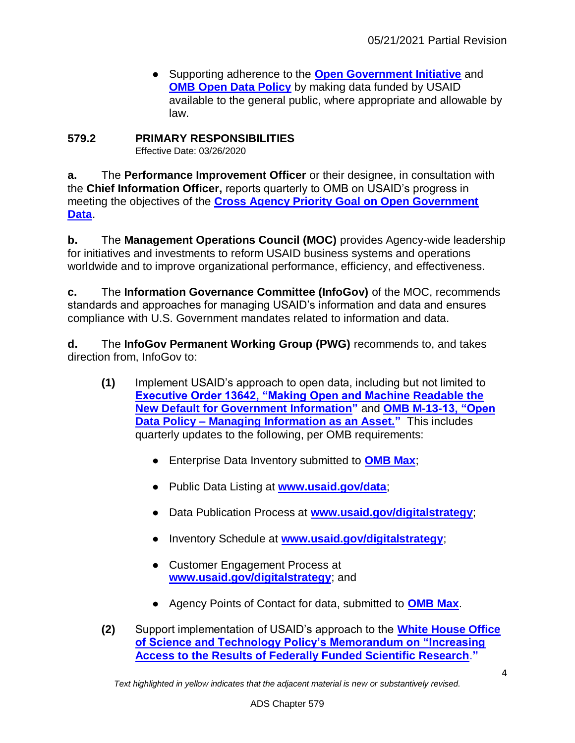- Supporting adherence to the **Open Government Initiative** and **OMB Open Data Policy** by making data funded by USAID available to the general public, where appropriate and allowable by law.

## 579.2 PRIMARY RESPONSIBILITIES

Effective Date: 03/26/2020

**a.** The **Performance Improvement Officer** or their designee, in consultation with the **Chief Information Officer,** reports quarterly to OMB on USAID's progress in meeting the objectives of the **Cross Agency Priority Goal on Open Government Data**.

**b.** The **Management Operations Council (MOC)** provides Agency-wide leadership for initiatives and investments to reform USAID business systems and operations worldwide and to improve organizational performance, efficiency, and effectiveness.

**c.** The **Information Governance Committee (InfoGov)** of the MOC, recommends standards and approaches for managing USAID's information and data and ensures compliance with U.S. Government mandates related to information and data.

**d.** The **InfoGov Permanent Working Group (PWG)** recommends to, and takes direction from, InfoGov to:

**(1)** Implement USAID's approach to open data, including but not limited to **Executive Order 13642, "Making Open and Machine Readable the New Default for Government Information"** and **OMB M-13-13, "Open Data Policy – Managing Information as an Asset."** This includes quarterly updates to the following, per OMB requirements:

- Enterprise Data Inventory submitted to **OMB Max**;
- Public Data Listing at **www.usaid.gov/data**;
- Data Publication Process at **www.usaid.gov/digitalstrategy**;
- Inventory Schedule at **www.usaid.gov/digitalstrategy**;
- Customer Engagement Process at **www.usaid.gov/digitalstrategy**; and
- Agency Points of Contact for data, submitted to **OMB Max**.

**(2)** Support implementation of USAID's approach to the **White House Office of Science and Technology Policy's Memorandum on "Increasing Access to the Results of Federally Funded Scientific Research."**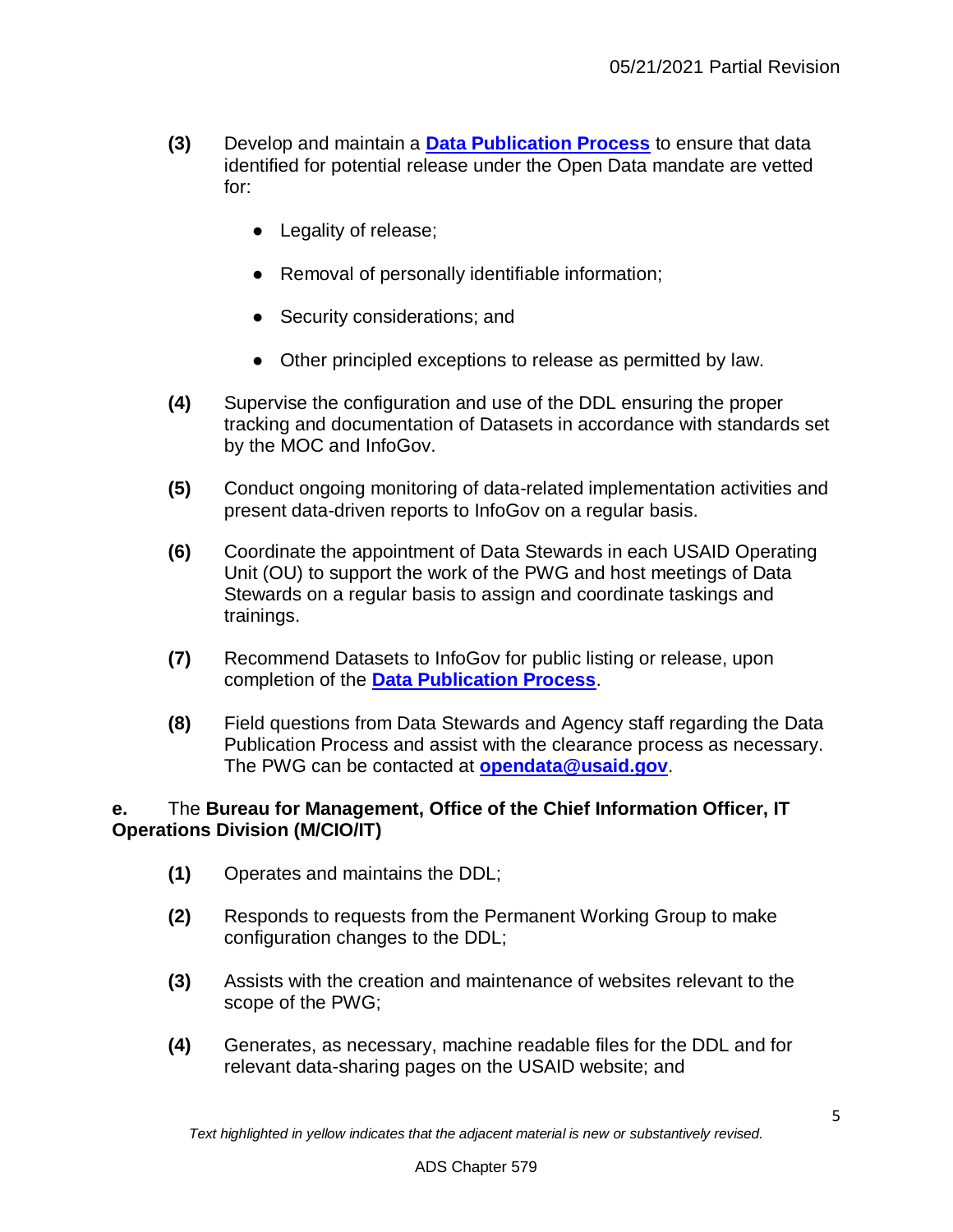**(3)** Develop and maintain a **Data Publication Process** to ensure that data identified for potential release under the Open Data mandate are vetted for:

- Legality of release;
- Removal of personally identifiable information;
- Security considerations; and
- Other principled exceptions to release as permitted by law.

**(4)** Supervise the configuration and use of the DDL ensuring the proper tracking and documentation of Datasets in accordance with standards set by the MOC and InfoGov.

**(5)** Conduct ongoing monitoring of data-related implementation activities and present data-driven reports to InfoGov on a regular basis.

**(6)** Coordinate the appointment of Data Stewards in each USAID Operating Unit (OU) to support the work of the PWG and host meetings of Data Stewards on a regular basis to assign and coordinate taskings and trainings.

**(7)** Recommend Datasets to InfoGov for public listing or release, upon completion of the **Data Publication Process**.

**(8)** Field questions from Data Stewards and Agency staff regarding the Data Publication Process and assist with the clearance process as necessary. The PWG can be contacted at **opendata@usaid.gov**.

**e.** The **Bureau for Management, Office of the Chief Information Officer, IT Operations Division (M/CIO/IT)**

**(1)** Operates and maintains the DDL;

**(2)** Responds to requests from the Permanent Working Group to make configuration changes to the DDL;

**(3)** Assists with the creation and maintenance of websites relevant to the scope of the PWG;

**(4)** Generates, as necessary, machine readable files for the DDL and for relevant data-sharing pages on the USAID website; and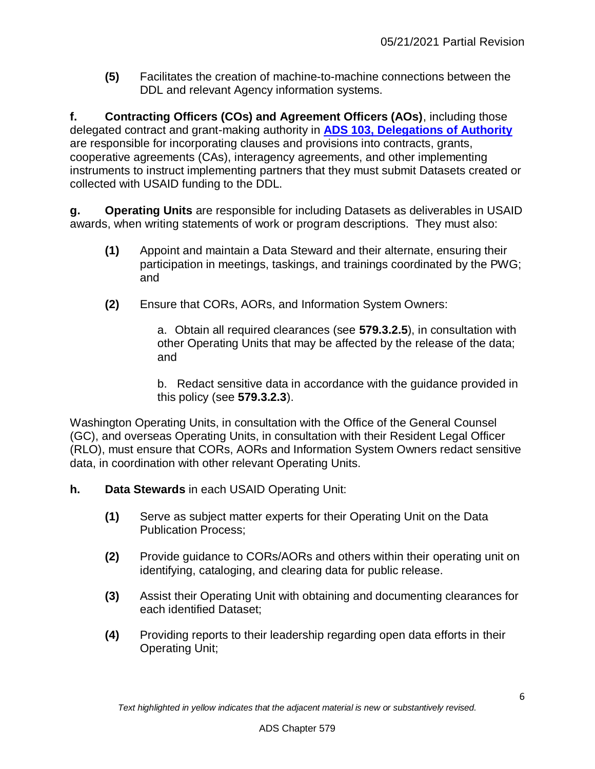**(5)** Facilitates the creation of machine-to-machine connections between the DDL and relevant Agency information systems.

**f. Contracting Officers (COs) and Agreement Officers (AOs)**, including those delegated contract and grant-making authority in **ADS 103, Delegations of Authority** are responsible for incorporating clauses and provisions into contracts, grants, cooperative agreements (CAs), interagency agreements, and other implementing instruments to instruct implementing partners that they must submit Datasets created or collected with USAID funding to the DDL.

**g. Operating Units** are responsible for including Datasets as deliverables in USAID awards, when writing statements of work or program descriptions. They must also:

**(1)** Appoint and maintain a Data Steward and their alternate, ensuring their participation in meetings, taskings, and trainings coordinated by the PWG; and

**(2)** Ensure that CORs, AORs, and Information System Owners:

a. Obtain all required clearances (see **579.3.2.5**), in consultation with other Operating Units that may be affected by the release of the data; and

b. Redact sensitive data in accordance with the guidance provided in this policy (see **579.3.2.3**).

Washington Operating Units, in consultation with the Office of the General Counsel (GC), and overseas Operating Units, in consultation with their Resident Legal Officer (RLO), must ensure that CORs, AORs and Information System Owners redact sensitive data, in coordination with other relevant Operating Units.

**h. Data Stewards** in each USAID Operating Unit:

**(1)** Serve as subject matter experts for their Operating Unit on the Data Publication Process;

**(2)** Provide guidance to CORs/AORs and others within their operating unit on identifying, cataloging, and clearing data for public release.

**(3)** Assist their Operating Unit with obtaining and documenting clearances for each identified Dataset;

**(4)** Providing reports to their leadership regarding open data efforts in their Operating Unit;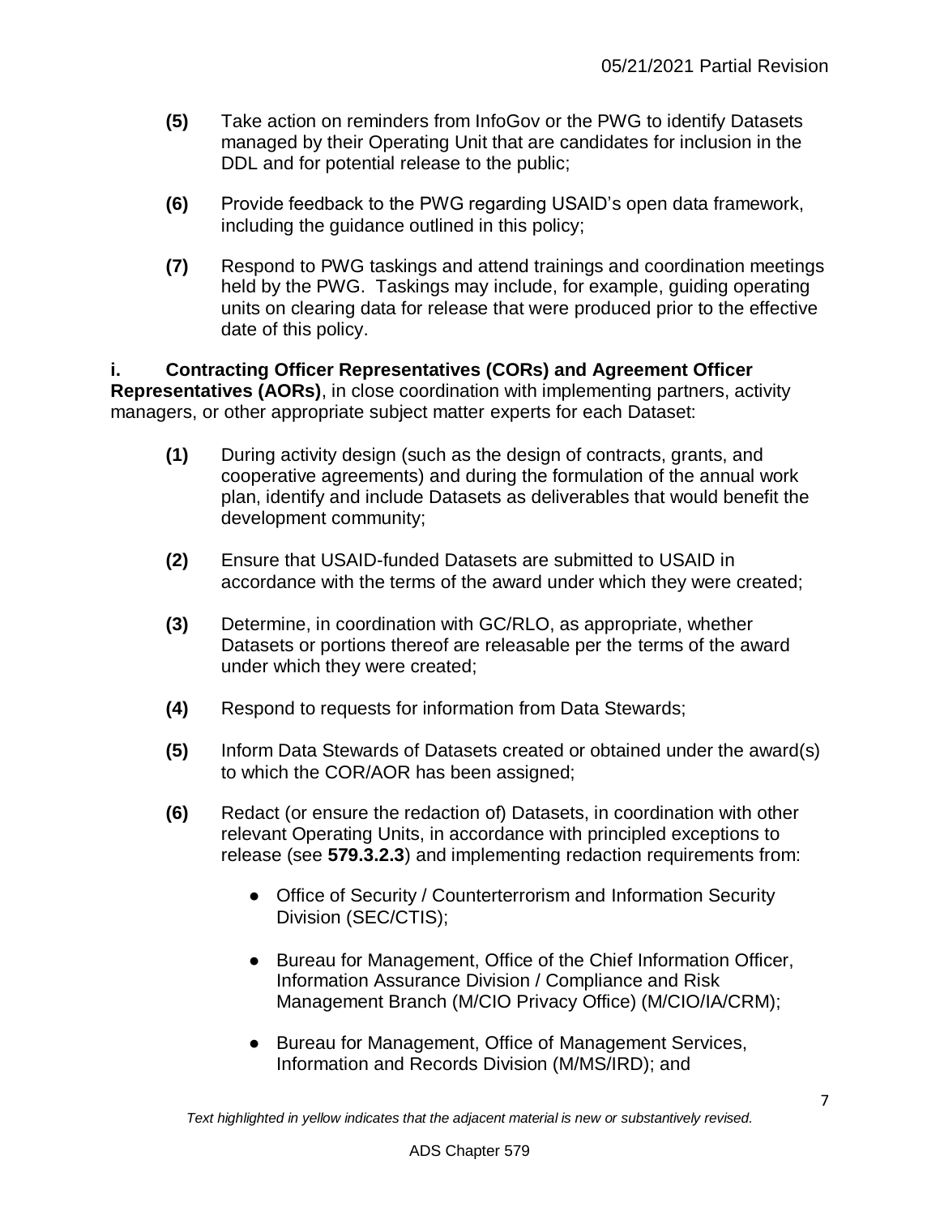**(5)** Take action on reminders from InfoGov or the PWG to identify Datasets managed by their Operating Unit that are candidates for inclusion in the DDL and for potential release to the public;

**(6)** Provide feedback to the PWG regarding USAID's open data framework, including the guidance outlined in this policy;

**(7)** Respond to PWG taskings and attend trainings and coordination meetings held by the PWG. Taskings may include, for example, guiding operating units on clearing data for release that were produced prior to the effective date of this policy.

**i. Contracting Officer Representatives (CORs) and Agreement Officer Representatives (AORs)**, in close coordination with implementing partners, activity managers, or other appropriate subject matter experts for each Dataset:

**(1)** During activity design (such as the design of contracts, grants, and cooperative agreements) and during the formulation of the annual work plan, identify and include Datasets as deliverables that would benefit the development community;

**(2)** Ensure that USAID-funded Datasets are submitted to USAID in accordance with the terms of the award under which they were created;

**(3)** Determine, in coordination with GC/RLO, as appropriate, whether Datasets or portions thereof are releasable per the terms of the award under which they were created;

**(4)** Respond to requests for information from Data Stewards;

**(5)** Inform Data Stewards of Datasets created or obtained under the award(s) to which the COR/AOR has been assigned;

**(6)** Redact (or ensure the redaction of) Datasets, in coordination with other relevant Operating Units, in accordance with principled exceptions to release (see **579.3.2.3**) and implementing redaction requirements from:

- Office of Security / Counterterrorism and Information Security Division (SEC/CTIS);
- Bureau for Management, Office of the Chief Information Officer, Information Assurance Division / Compliance and Risk Management Branch (M/CIO Privacy Office) (M/CIO/IA/CRM);
- Bureau for Management, Office of Management Services, Information and Records Division (M/MS/IRD); and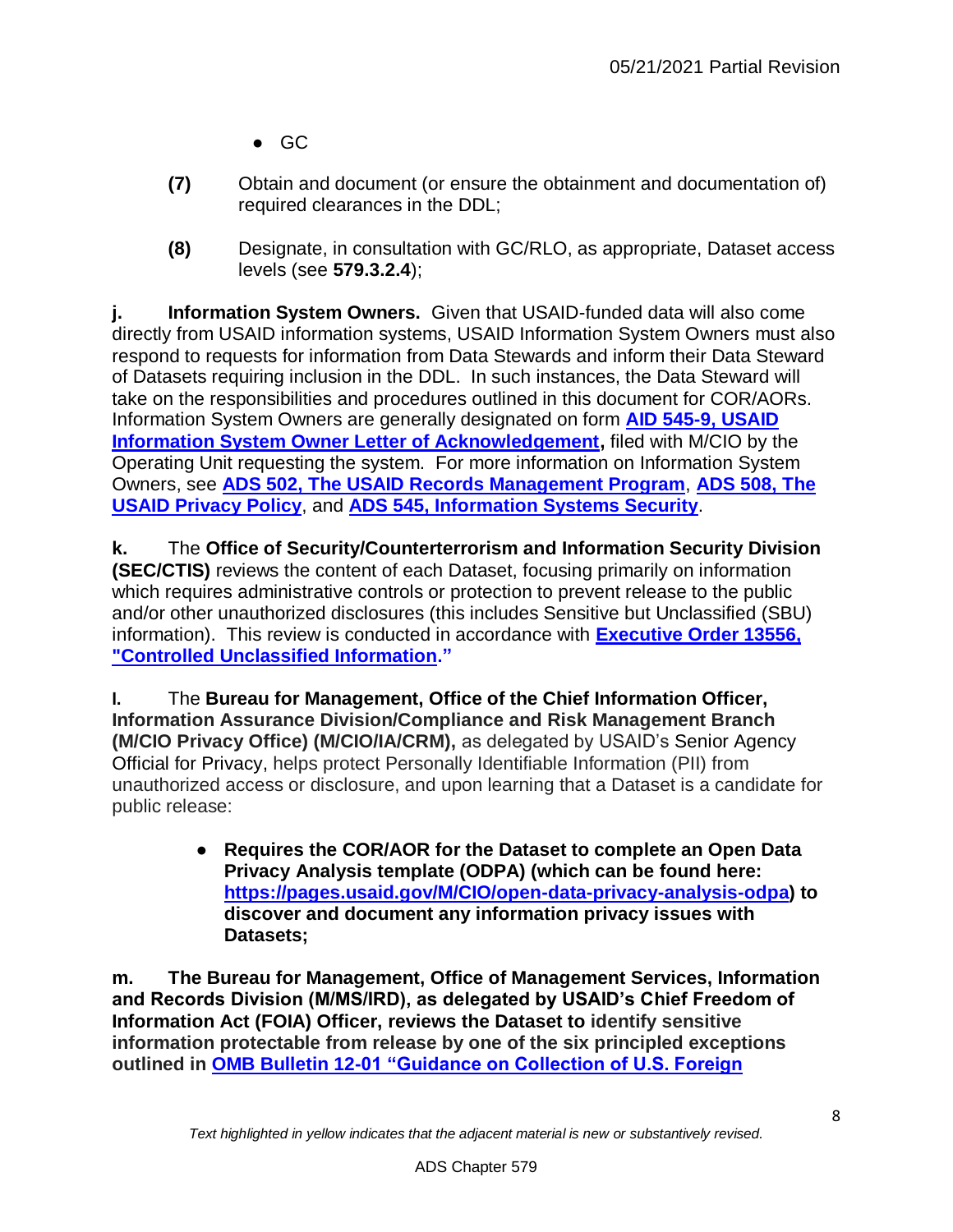- GC

**(7)** Obtain and document (or ensure the obtainment and documentation of) required clearances in the DDL;

**(8)** Designate, in consultation with GC/RLO, as appropriate, Dataset access levels (see **579.3.2.4**);

**j. Information System Owners.** Given that USAID-funded data will also come directly from USAID information systems, USAID Information System Owners must also respond to requests for information from Data Stewards and inform their Data Steward of Datasets requiring inclusion in the DDL. In such instances, the Data Steward will take on the responsibilities and procedures outlined in this document for COR/AORs. Information System Owners are generally designated on form **AID 545-9, USAID Information System Owner Letter of Acknowledgement,** filed with M/CIO by the Operating Unit requesting the system. For more information on Information System Owners, see **ADS 502, The USAID Records Management Program**, **ADS 508, The USAID Privacy Policy**, and **ADS 545, Information Systems Security**.

**k.** The **Office of Security/Counterterrorism and Information Security Division (SEC/CTIS)** reviews the content of each Dataset, focusing primarily on information which requires administrative controls or protection to prevent release to the public and/or other unauthorized disclosures (this includes Sensitive but Unclassified (SBU) information). This review is conducted in accordance with **Executive Order 13556, "Controlled Unclassified Information."**

**l.** The **Bureau for Management, Office of the Chief Information Officer, Information Assurance Division/Compliance and Risk Management Branch (M/CIO Privacy Office) (M/CIO/IA/CRM),** as delegated by USAID's Senior Agency Official for Privacy, helps protect Personally Identifiable Information (PII) from unauthorized access or disclosure, and upon learning that a Dataset is a candidate for public release:

- **Requires the COR/AOR for the Dataset to complete an Open Data Privacy Analysis template (ODPA) (which can be found here: https://pages.usaid.gov/M/CIO/open-data-privacy-analysis-odpa) to discover and document any information privacy issues with Datasets;**

**m. The Bureau for Management, Office of Management Services, Information and Records Division (M/MS/IRD), as delegated by USAID's Chief Freedom of Information Act (FOIA) Officer, reviews the Dataset to identify sensitive information protectable from release by one of the six principled exceptions outlined in OMB Bulletin 12-01 "Guidance on Collection of U.S. Foreign**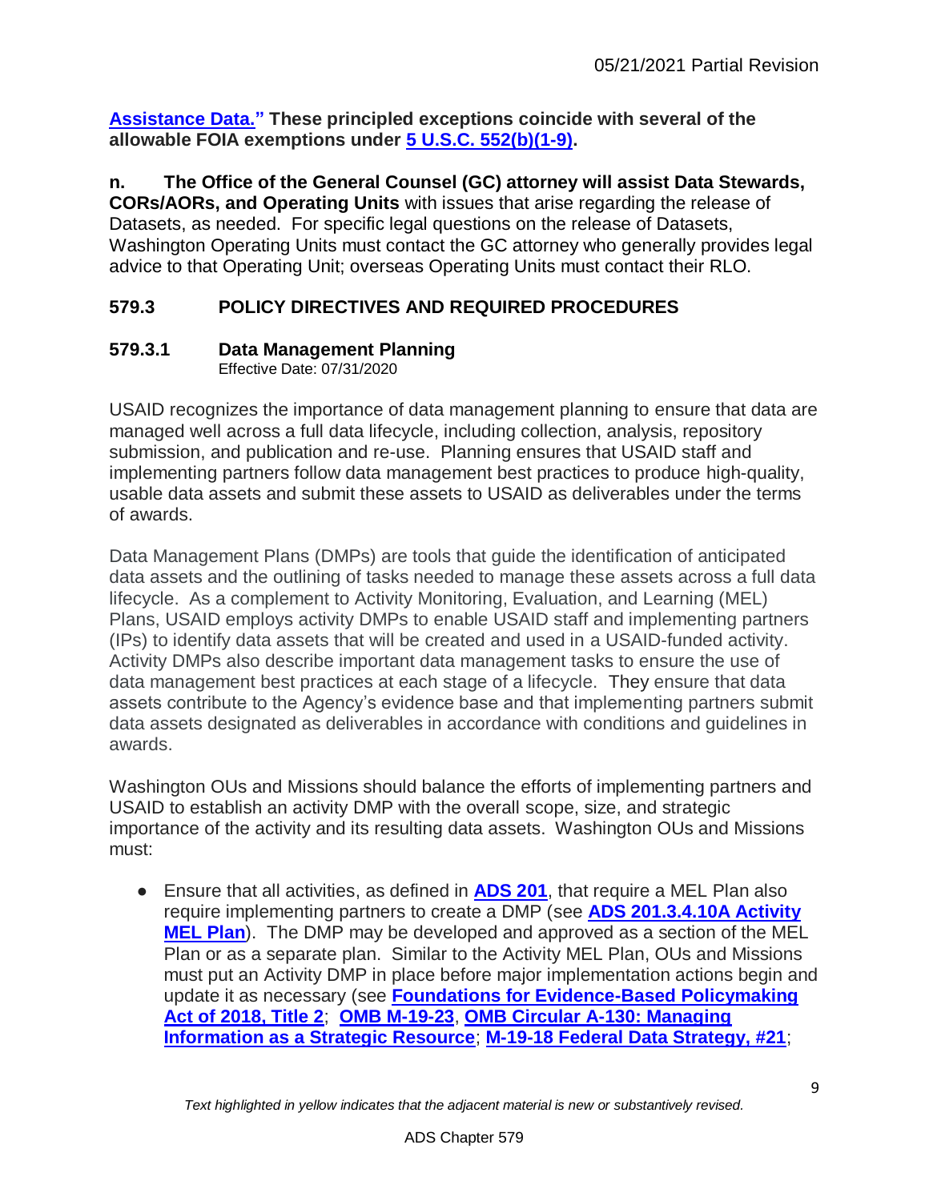**[Assistance Data."](#) These principled exceptions coincide with several of the allowable FOIA exemptions under [5 U.S.C. 552(b)(1-9)](#).**

**n. The Office of the General Counsel (GC) attorney will assist Data Stewards, CORs/AORs, and Operating Units** with issues that arise regarding the release of Datasets, as needed. For specific legal questions on the release of Datasets, Washington Operating Units must contact the GC attorney who generally provides legal advice to that Operating Unit; overseas Operating Units must contact their RLO.

## 579.3 POLICY DIRECTIVES AND REQUIRED PROCEDURES

### 579.3.1 Data Management Planning

Effective Date: 07/31/2020

USAID recognizes the importance of data management planning to ensure that data are managed well across a full data lifecycle, including collection, analysis, repository submission, and publication and re-use. Planning ensures that USAID staff and implementing partners follow data management best practices to produce high-quality, usable data assets and submit these assets to USAID as deliverables under the terms of awards.

Data Management Plans (DMPs) are tools that guide the identification of anticipated data assets and the outlining of tasks needed to manage these assets across a full data lifecycle. As a complement to Activity Monitoring, Evaluation, and Learning (MEL) Plans, USAID employs activity DMPs to enable USAID staff and implementing partners (IPs) to identify data assets that will be created and used in a USAID-funded activity. Activity DMPs also describe important data management tasks to ensure the use of data management best practices at each stage of a lifecycle. They ensure that data assets contribute to the Agency's evidence base and that implementing partners submit data assets designated as deliverables in accordance with conditions and guidelines in awards.

Washington OUs and Missions should balance the efforts of implementing partners and USAID to establish an activity DMP with the overall scope, size, and strategic importance of the activity and its resulting data assets. Washington OUs and Missions must:

- Ensure that all activities, as defined in **[ADS 201](#)**, that require a MEL Plan also require implementing partners to create a DMP (see **[ADS 201.3.4.10A Activity MEL Plan](#)**). The DMP may be developed and approved as a section of the MEL Plan or as a separate plan. Similar to the Activity MEL Plan, OUs and Missions must put an Activity DMP in place before major implementation actions begin and update it as necessary (see **[Foundations for Evidence-Based Policymaking Act of 2018, Title 2](#)**; **[OMB M-19-23](#)**, **[OMB Circular A-130: Managing Information as a Strategic Resource](#)**; **[M-19-18 Federal Data Strategy, #21](#)**;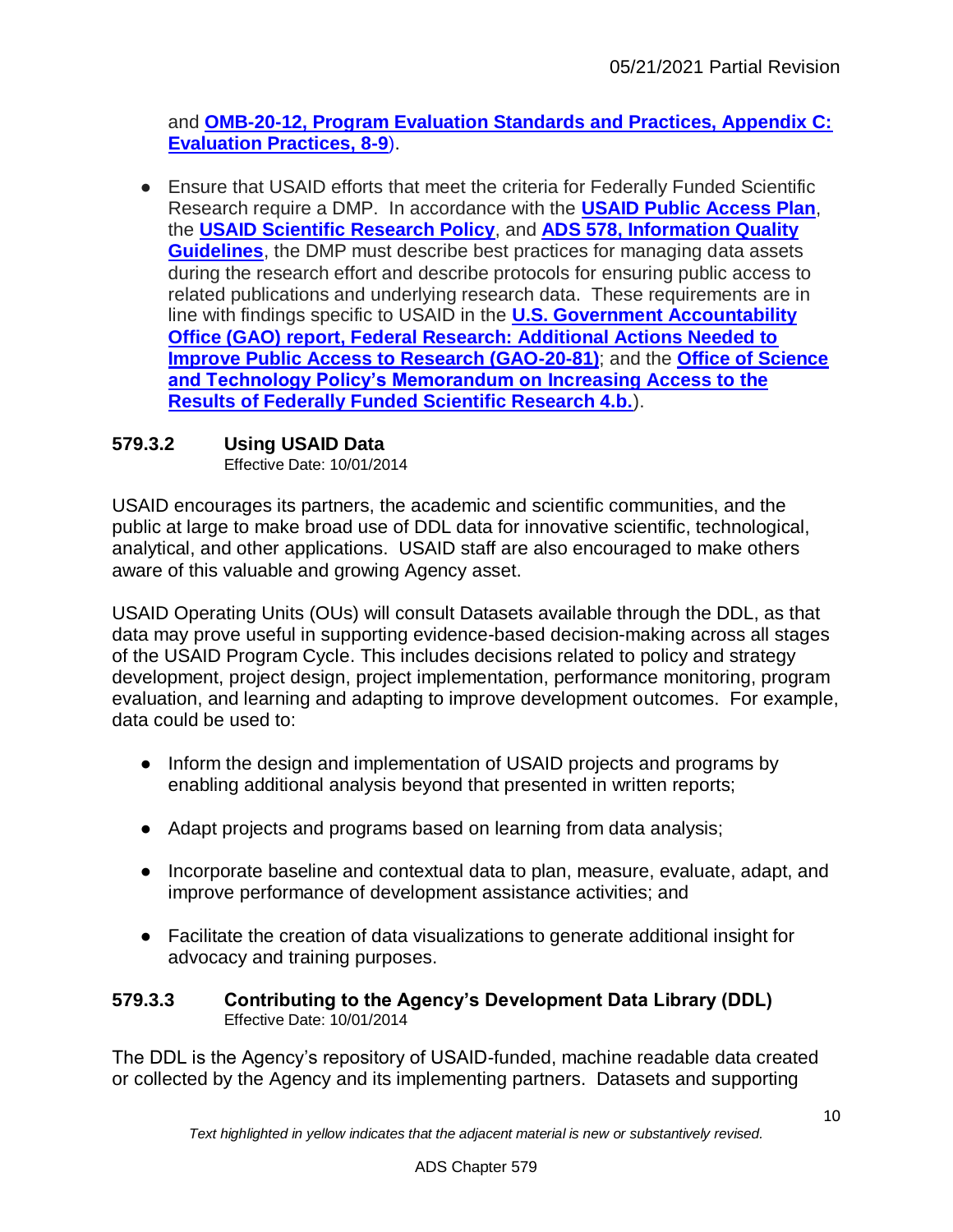and **OMB-20-12, Program Evaluation Standards and Practices, Appendix C: Evaluation Practices, 8-9**).

- Ensure that USAID efforts that meet the criteria for Federally Funded Scientific Research require a DMP. In accordance with the **USAID Public Access Plan**, the **USAID Scientific Research Policy**, and **ADS 578, Information Quality Guidelines**, the DMP must describe best practices for managing data assets during the research effort and describe protocols for ensuring public access to related publications and underlying research data. These requirements are in line with findings specific to USAID in the **U.S. Government Accountability Office (GAO) report, Federal Research: Additional Actions Needed to Improve Public Access to Research (GAO-20-81)**; and the **Office of Science and Technology Policy's Memorandum on Increasing Access to the Results of Federally Funded Scientific Research 4.b.**).

### 579.3.2 Using USAID Data

Effective Date: 10/01/2014

USAID encourages its partners, the academic and scientific communities, and the public at large to make broad use of DDL data for innovative scientific, technological, analytical, and other applications. USAID staff are also encouraged to make others aware of this valuable and growing Agency asset.

USAID Operating Units (OUs) will consult Datasets available through the DDL, as that data may prove useful in supporting evidence-based decision-making across all stages of the USAID Program Cycle. This includes decisions related to policy and strategy development, project design, project implementation, performance monitoring, program evaluation, and learning and adapting to improve development outcomes. For example, data could be used to:

- Inform the design and implementation of USAID projects and programs by enabling additional analysis beyond that presented in written reports;
- Adapt projects and programs based on learning from data analysis;
- Incorporate baseline and contextual data to plan, measure, evaluate, adapt, and improve performance of development assistance activities; and
- Facilitate the creation of data visualizations to generate additional insight for advocacy and training purposes.

### 579.3.3 Contributing to the Agency's Development Data Library (DDL)

Effective Date: 10/01/2014

The DDL is the Agency's repository of USAID-funded, machine readable data created or collected by the Agency and its implementing partners. Datasets and supporting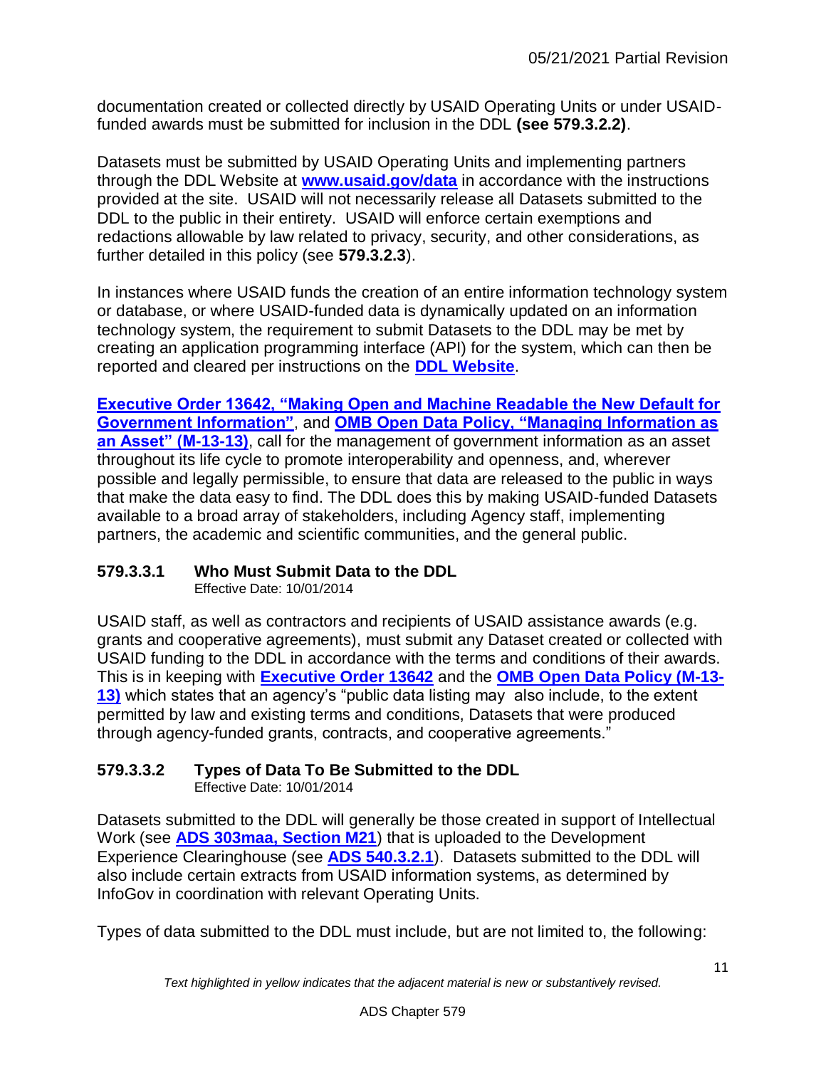documentation created or collected directly by USAID Operating Units or under USAID-funded awards must be submitted for inclusion in the DDL **(see 579.3.2.2)**.

Datasets must be submitted by USAID Operating Units and implementing partners through the DDL Website at **www.usaid.gov/data** in accordance with the instructions provided at the site. USAID will not necessarily release all Datasets submitted to the DDL to the public in their entirety. USAID will enforce certain exemptions and redactions allowable by law related to privacy, security, and other considerations, as further detailed in this policy (see **579.3.2.3**).

In instances where USAID funds the creation of an entire information technology system or database, or where USAID-funded data is dynamically updated on an information technology system, the requirement to submit Datasets to the DDL may be met by creating an application programming interface (API) for the system, which can then be reported and cleared per instructions on the **DDL Website**.

**Executive Order 13642, "Making Open and Machine Readable the New Default for Government Information"**, and **OMB Open Data Policy, "Managing Information as an Asset" (M-13-13)**, call for the management of government information as an asset throughout its life cycle to promote interoperability and openness, and, wherever possible and legally permissible, to ensure that data are released to the public in ways that make the data easy to find. The DDL does this by making USAID-funded Datasets available to a broad array of stakeholders, including Agency staff, implementing partners, the academic and scientific communities, and the general public.

### 579.3.3.1 Who Must Submit Data to the DDL

Effective Date: 10/01/2014

USAID staff, as well as contractors and recipients of USAID assistance awards (e.g. grants and cooperative agreements), must submit any Dataset created or collected with USAID funding to the DDL in accordance with the terms and conditions of their awards. This is in keeping with **Executive Order 13642** and the **OMB Open Data Policy (M-13-13)** which states that an agency's "public data listing may also include, to the extent permitted by law and existing terms and conditions, Datasets that were produced through agency-funded grants, contracts, and cooperative agreements."

### 579.3.3.2 Types of Data To Be Submitted to the DDL

Effective Date: 10/01/2014

Datasets submitted to the DDL will generally be those created in support of Intellectual Work (see **ADS 303maa, Section M21**) that is uploaded to the Development Experience Clearinghouse (see **ADS 540.3.2.1**). Datasets submitted to the DDL will also include certain extracts from USAID information systems, as determined by InfoGov in coordination with relevant Operating Units.

Types of data submitted to the DDL must include, but are not limited to, the following: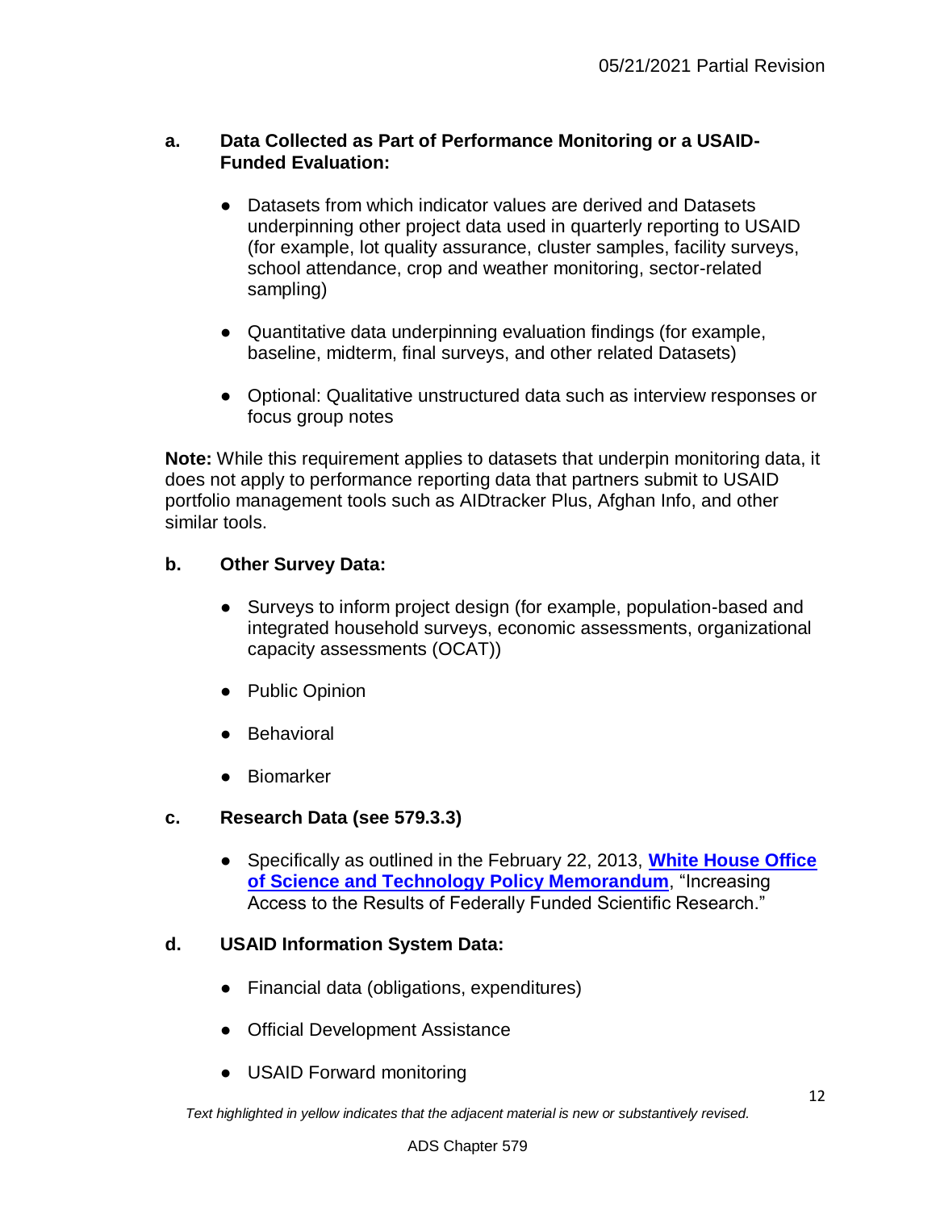**a. Data Collected as Part of Performance Monitoring or a USAID-Funded Evaluation:**

- Datasets from which indicator values are derived and Datasets underpinning other project data used in quarterly reporting to USAID (for example, lot quality assurance, cluster samples, facility surveys, school attendance, crop and weather monitoring, sector-related sampling)

- Quantitative data underpinning evaluation findings (for example, baseline, midterm, final surveys, and other related Datasets)

- Optional: Qualitative unstructured data such as interview responses or focus group notes

**Note:** While this requirement applies to datasets that underpin monitoring data, it does not apply to performance reporting data that partners submit to USAID portfolio management tools such as AIDtracker Plus, Afghan Info, and other similar tools.

**b. Other Survey Data:**

- Surveys to inform project design (for example, population-based and integrated household surveys, economic assessments, organizational capacity assessments (OCAT))

- Public Opinion

- Behavioral

- Biomarker

**c. Research Data (see 579.3.3)**

- Specifically as outlined in the February 22, 2013, **White House Office of Science and Technology Policy Memorandum**, "Increasing Access to the Results of Federally Funded Scientific Research."

**d. USAID Information System Data:**

- Financial data (obligations, expenditures)

- Official Development Assistance

- USAID Forward monitoring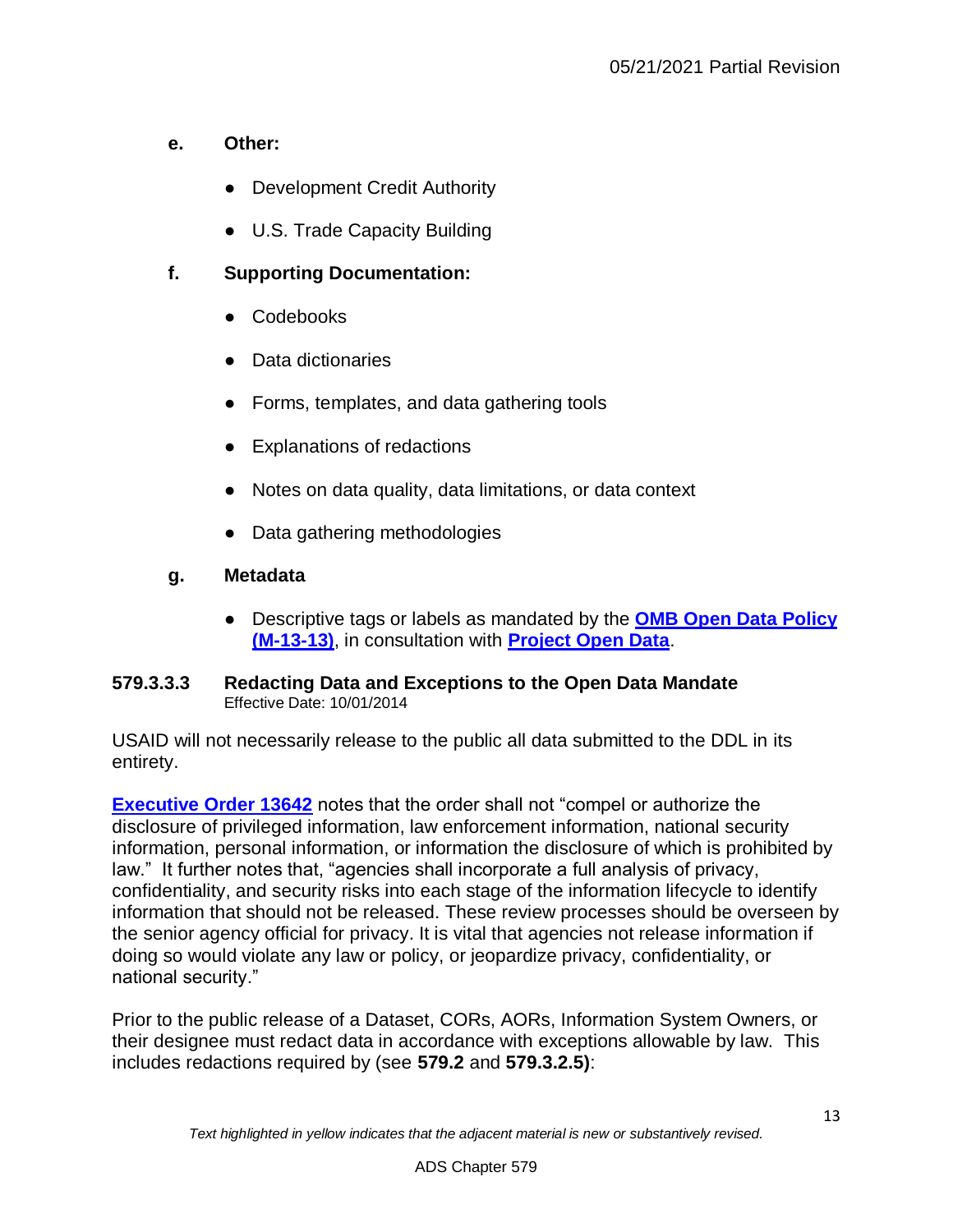**e. Other:**

- Development Credit Authority
- U.S. Trade Capacity Building

**f. Supporting Documentation:**

- Codebooks
- Data dictionaries
- Forms, templates, and data gathering tools
- Explanations of redactions
- Notes on data quality, data limitations, or data context
- Data gathering methodologies

**g. Metadata**

- Descriptive tags or labels as mandated by the **OMB Open Data Policy (M-13-13)**, in consultation with **Project Open Data**.

### 579.3.3.3 Redacting Data and Exceptions to the Open Data Mandate

Effective Date: 10/01/2014

USAID will not necessarily release to the public all data submitted to the DDL in its entirety.

**Executive Order 13642** notes that the order shall not "compel or authorize the disclosure of privileged information, law enforcement information, national security information, personal information, or information the disclosure of which is prohibited by law." It further notes that, "agencies shall incorporate a full analysis of privacy, confidentiality, and security risks into each stage of the information lifecycle to identify information that should not be released. These review processes should be overseen by the senior agency official for privacy. It is vital that agencies not release information if doing so would violate any law or policy, or jeopardize privacy, confidentiality, or national security."

Prior to the public release of a Dataset, CORs, AORs, Information System Owners, or their designee must redact data in accordance with exceptions allowable by law. This includes redactions required by (see **579.2** and **579.3.2.5)**:

*Text highlighted in yellow indicates that the adjacent material is new or substantively revised.*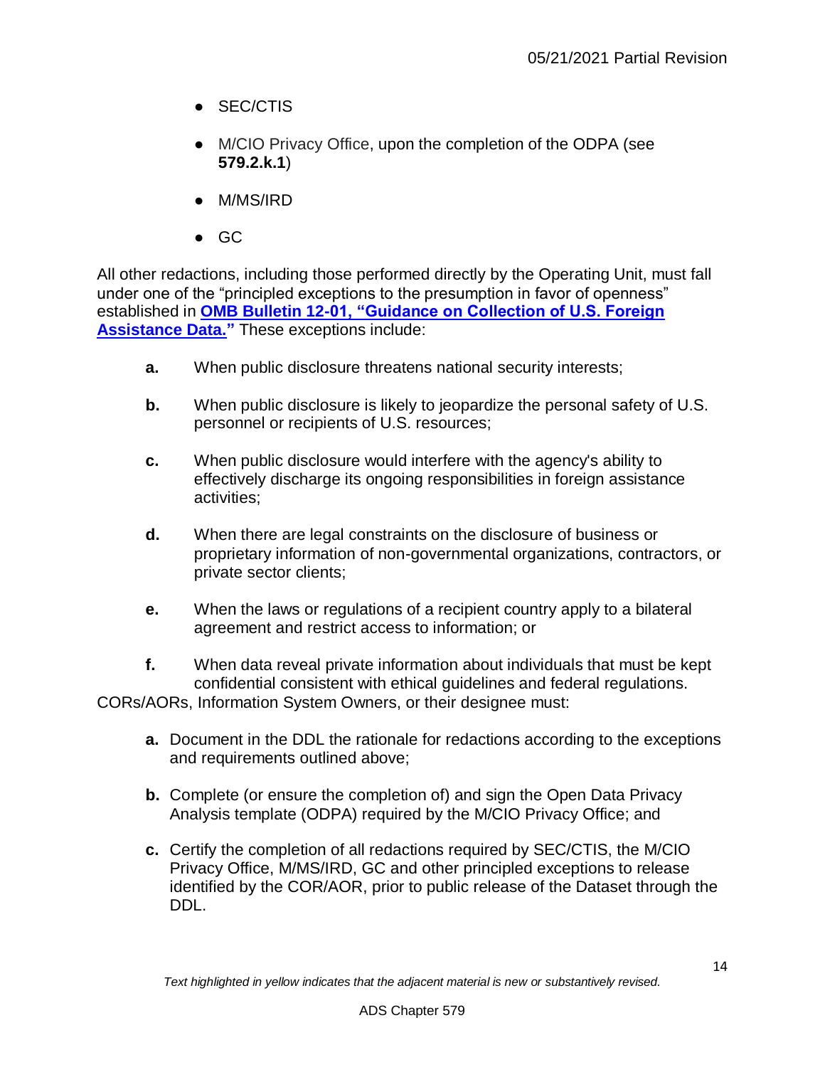- SEC/CTIS
- M/CIO Privacy Office, upon the completion of the ODPA (see **579.2.k.1**)
- M/MS/IRD
- GC

All other redactions, including those performed directly by the Operating Unit, must fall under one of the "principled exceptions to the presumption in favor of openness" established in **OMB Bulletin 12-01, "Guidance on Collection of U.S. Foreign Assistance Data."** These exceptions include:

**a.** When public disclosure threatens national security interests;

**b.** When public disclosure is likely to jeopardize the personal safety of U.S. personnel or recipients of U.S. resources;

**c.** When public disclosure would interfere with the agency's ability to effectively discharge its ongoing responsibilities in foreign assistance activities;

**d.** When there are legal constraints on the disclosure of business or proprietary information of non-governmental organizations, contractors, or private sector clients;

**e.** When the laws or regulations of a recipient country apply to a bilateral agreement and restrict access to information; or

**f.** When data reveal private information about individuals that must be kept confidential consistent with ethical guidelines and federal regulations.

CORs/AORs, Information System Owners, or their designee must:

**a.** Document in the DDL the rationale for redactions according to the exceptions and requirements outlined above;

**b.** Complete (or ensure the completion of) and sign the Open Data Privacy Analysis template (ODPA) required by the M/CIO Privacy Office; and

**c.** Certify the completion of all redactions required by SEC/CTIS, the M/CIO Privacy Office, M/MS/IRD, GC and other principled exceptions to release identified by the COR/AOR, prior to public release of the Dataset through the DDL.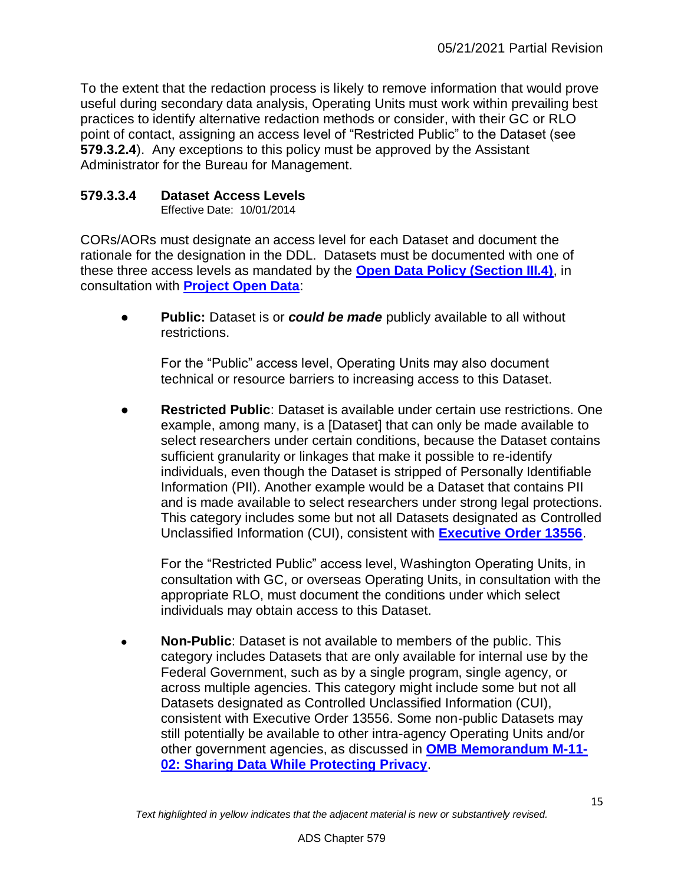To the extent that the redaction process is likely to remove information that would prove useful during secondary data analysis, Operating Units must work within prevailing best practices to identify alternative redaction methods or consider, with their GC or RLO point of contact, assigning an access level of "Restricted Public" to the Dataset (see **579.3.2.4**). Any exceptions to this policy must be approved by the Assistant Administrator for the Bureau for Management.

### 579.3.3.4 Dataset Access Levels

Effective Date: 10/01/2014

CORs/AORs must designate an access level for each Dataset and document the rationale for the designation in the DDL. Datasets must be documented with one of these three access levels as mandated by the **Open Data Policy (Section III.4)**, in consultation with **Project Open Data**:

- **Public:** Dataset is or ***could be made*** publicly available to all without restrictions.

  For the "Public" access level, Operating Units may also document technical or resource barriers to increasing access to this Dataset.

- **Restricted Public**: Dataset is available under certain use restrictions. One example, among many, is a [Dataset] that can only be made available to select researchers under certain conditions, because the Dataset contains sufficient granularity or linkages that make it possible to re-identify individuals, even though the Dataset is stripped of Personally Identifiable Information (PII). Another example would be a Dataset that contains PII and is made available to select researchers under strong legal protections. This category includes some but not all Datasets designated as Controlled Unclassified Information (CUI), consistent with **Executive Order 13556**.

  For the "Restricted Public" access level, Washington Operating Units, in consultation with GC, or overseas Operating Units, in consultation with the appropriate RLO, must document the conditions under which select individuals may obtain access to this Dataset.

- **Non-Public**: Dataset is not available to members of the public. This category includes Datasets that are only available for internal use by the Federal Government, such as by a single program, single agency, or across multiple agencies. This category might include some but not all Datasets designated as Controlled Unclassified Information (CUI), consistent with Executive Order 13556. Some non-public Datasets may still potentially be available to other intra-agency Operating Units and/or other government agencies, as discussed in **OMB Memorandum M-11-02: Sharing Data While Protecting Privacy**.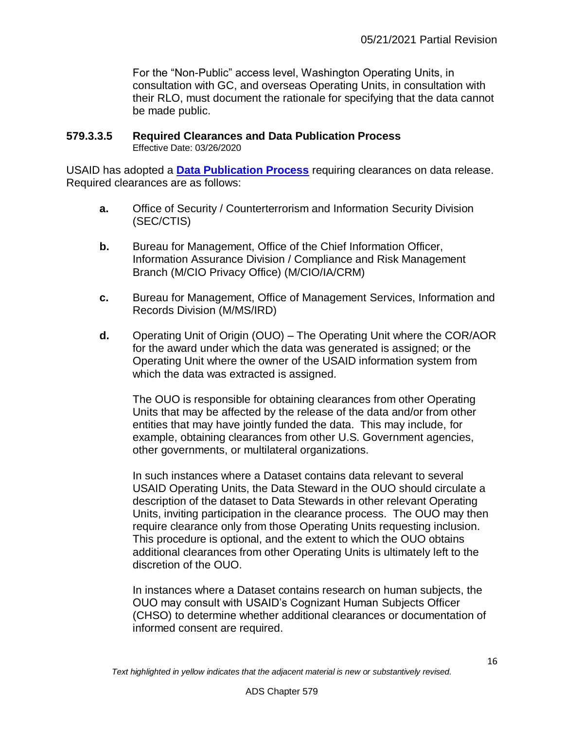For the “Non-Public” access level, Washington Operating Units, in consultation with GC, and overseas Operating Units, in consultation with their RLO, must document the rationale for specifying that the data cannot be made public.

### 579.3.3.5 Required Clearances and Data Publication Process

Effective Date: 03/26/2020

USAID has adopted a **Data Publication Process** requiring clearances on data release. Required clearances are as follows:

**a.** Office of Security / Counterterrorism and Information Security Division (SEC/CTIS)

**b.** Bureau for Management, Office of the Chief Information Officer, Information Assurance Division / Compliance and Risk Management Branch (M/CIO Privacy Office) (M/CIO/IA/CRM)

**c.** Bureau for Management, Office of Management Services, Information and Records Division (M/MS/IRD)

**d.** Operating Unit of Origin (OUO) – The Operating Unit where the COR/AOR for the award under which the data was generated is assigned; or the Operating Unit where the owner of the USAID information system from which the data was extracted is assigned.

The OUO is responsible for obtaining clearances from other Operating Units that may be affected by the release of the data and/or from other entities that may have jointly funded the data. This may include, for example, obtaining clearances from other U.S. Government agencies, other governments, or multilateral organizations.

In such instances where a Dataset contains data relevant to several USAID Operating Units, the Data Steward in the OUO should circulate a description of the dataset to Data Stewards in other relevant Operating Units, inviting participation in the clearance process. The OUO may then require clearance only from those Operating Units requesting inclusion. This procedure is optional, and the extent to which the OUO obtains additional clearances from other Operating Units is ultimately left to the discretion of the OUO.

In instances where a Dataset contains research on human subjects, the OUO may consult with USAID’s Cognizant Human Subjects Officer (CHSO) to determine whether additional clearances or documentation of informed consent are required.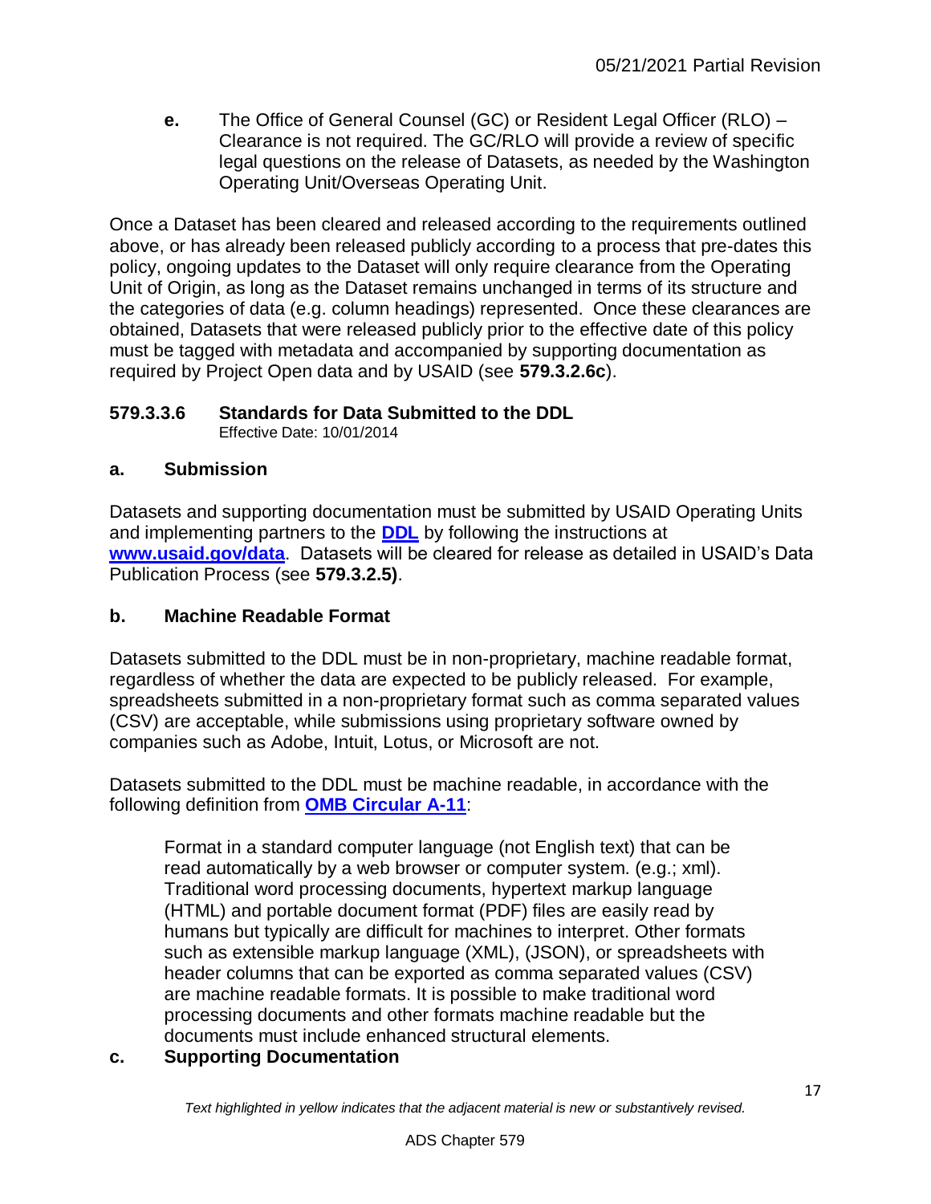**e.** The Office of General Counsel (GC) or Resident Legal Officer (RLO) – Clearance is not required. The GC/RLO will provide a review of specific legal questions on the release of Datasets, as needed by the Washington Operating Unit/Overseas Operating Unit.

Once a Dataset has been cleared and released according to the requirements outlined above, or has already been released publicly according to a process that pre-dates this policy, ongoing updates to the Dataset will only require clearance from the Operating Unit of Origin, as long as the Dataset remains unchanged in terms of its structure and the categories of data (e.g. column headings) represented. Once these clearances are obtained, Datasets that were released publicly prior to the effective date of this policy must be tagged with metadata and accompanied by supporting documentation as required by Project Open data and by USAID (see **579.3.2.6c**).

### 579.3.3.6 Standards for Data Submitted to the DDL

Effective Date: 10/01/2014

#### a. Submission

Datasets and supporting documentation must be submitted by USAID Operating Units and implementing partners to the **DDL** by following the instructions at **www.usaid.gov/data**. Datasets will be cleared for release as detailed in USAID's Data Publication Process (see **579.3.2.5)**.

#### b. Machine Readable Format

Datasets submitted to the DDL must be in non-proprietary, machine readable format, regardless of whether the data are expected to be publicly released. For example, spreadsheets submitted in a non-proprietary format such as comma separated values (CSV) are acceptable, while submissions using proprietary software owned by companies such as Adobe, Intuit, Lotus, or Microsoft are not.

Datasets submitted to the DDL must be machine readable, in accordance with the following definition from **OMB Circular A-11**:

> Format in a standard computer language (not English text) that can be read automatically by a web browser or computer system. (e.g.; xml). Traditional word processing documents, hypertext markup language (HTML) and portable document format (PDF) files are easily read by humans but typically are difficult for machines to interpret. Other formats such as extensible markup language (XML), (JSON), or spreadsheets with header columns that can be exported as comma separated values (CSV) are machine readable formats. It is possible to make traditional word processing documents and other formats machine readable but the documents must include enhanced structural elements.

#### c. Supporting Documentation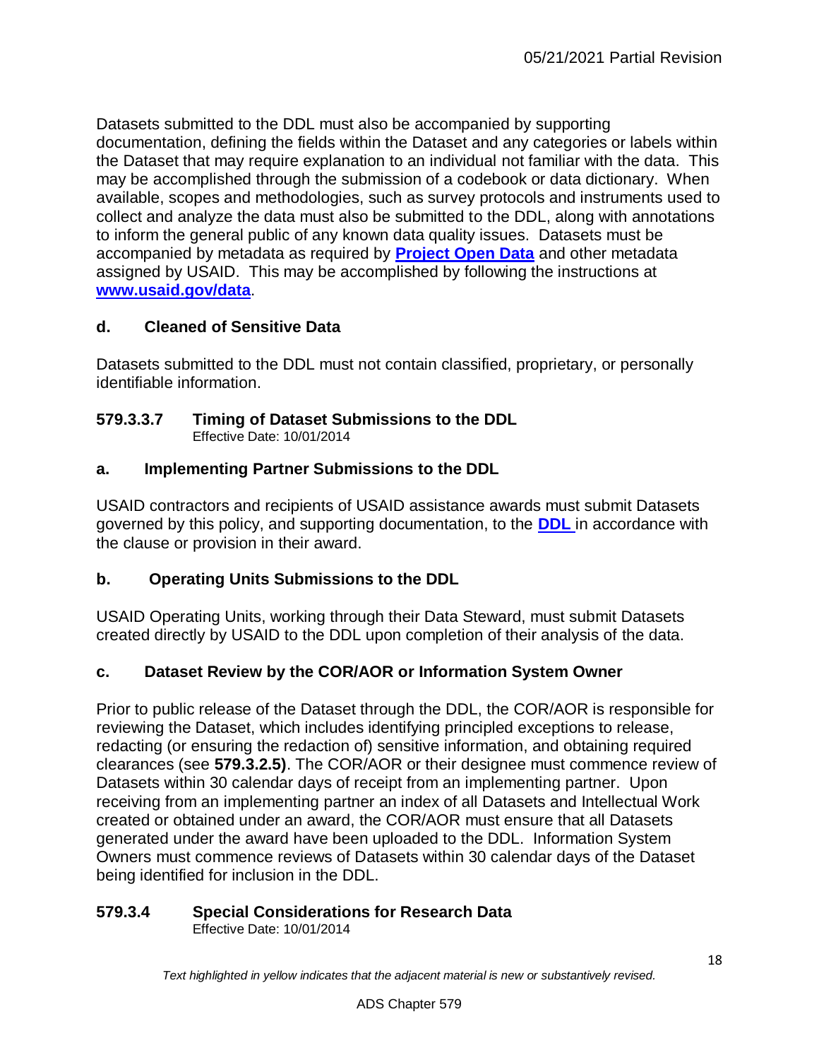Datasets submitted to the DDL must also be accompanied by supporting documentation, defining the fields within the Dataset and any categories or labels within the Dataset that may require explanation to an individual not familiar with the data. This may be accomplished through the submission of a codebook or data dictionary. When available, scopes and methodologies, such as survey protocols and instruments used to collect and analyze the data must also be submitted to the DDL, along with annotations to inform the general public of any known data quality issues. Datasets must be accompanied by metadata as required by **Project Open Data** and other metadata assigned by USAID. This may be accomplished by following the instructions at **www.usaid.gov/data**.

### d. Cleaned of Sensitive Data

Datasets submitted to the DDL must not contain classified, proprietary, or personally identifiable information.

## 579.3.3.7 Timing of Dataset Submissions to the DDL

Effective Date: 10/01/2014

### a. Implementing Partner Submissions to the DDL

USAID contractors and recipients of USAID assistance awards must submit Datasets governed by this policy, and supporting documentation, to the **DDL** in accordance with the clause or provision in their award.

### b. Operating Units Submissions to the DDL

USAID Operating Units, working through their Data Steward, must submit Datasets created directly by USAID to the DDL upon completion of their analysis of the data.

### c. Dataset Review by the COR/AOR or Information System Owner

Prior to public release of the Dataset through the DDL, the COR/AOR is responsible for reviewing the Dataset, which includes identifying principled exceptions to release, redacting (or ensuring the redaction of) sensitive information, and obtaining required clearances (see **579.3.2.5)**. The COR/AOR or their designee must commence review of Datasets within 30 calendar days of receipt from an implementing partner. Upon receiving from an implementing partner an index of all Datasets and Intellectual Work created or obtained under an award, the COR/AOR must ensure that all Datasets generated under the award have been uploaded to the DDL. Information System Owners must commence reviews of Datasets within 30 calendar days of the Dataset being identified for inclusion in the DDL.

## 579.3.4 Special Considerations for Research Data

Effective Date: 10/01/2014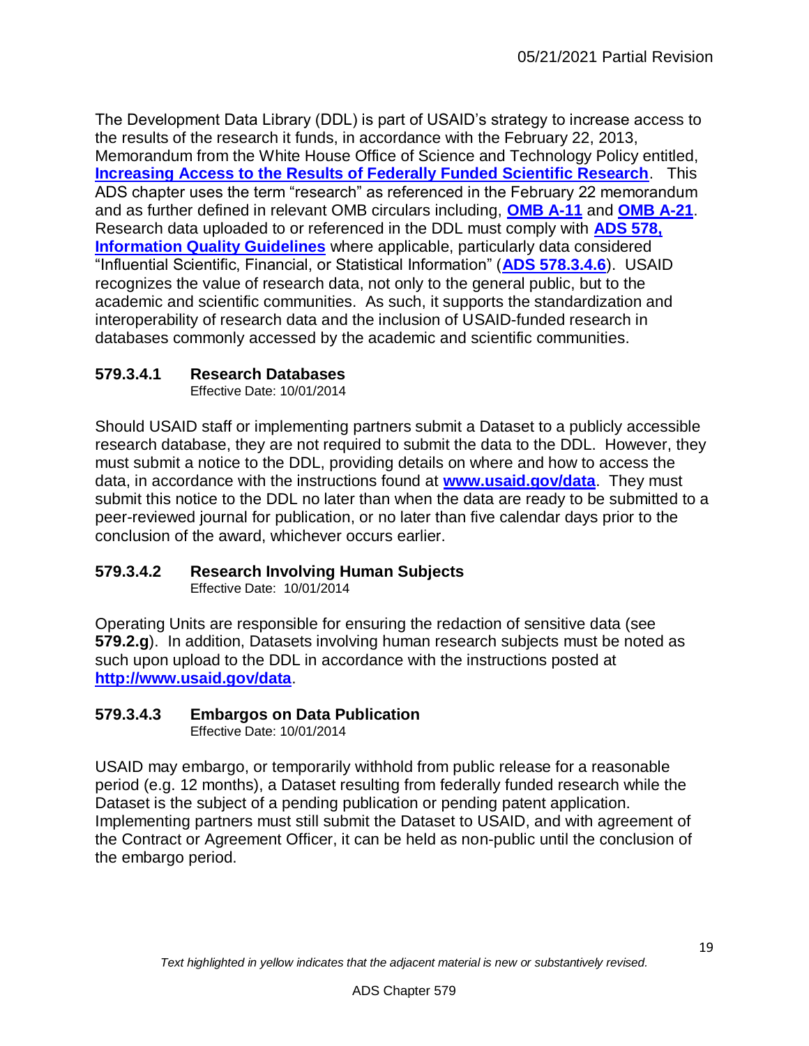The Development Data Library (DDL) is part of USAID's strategy to increase access to the results of the research it funds, in accordance with the February 22, 2013, Memorandum from the White House Office of Science and Technology Policy entitled, **Increasing Access to the Results of Federally Funded Scientific Research**. This ADS chapter uses the term "research" as referenced in the February 22 memorandum and as further defined in relevant OMB circulars including, **OMB A-11** and **OMB A-21**. Research data uploaded to or referenced in the DDL must comply with **ADS 578, Information Quality Guidelines** where applicable, particularly data considered "Influential Scientific, Financial, or Statistical Information" (**ADS 578.3.4.6**). USAID recognizes the value of research data, not only to the general public, but to the academic and scientific communities. As such, it supports the standardization and interoperability of research data and the inclusion of USAID-funded research in databases commonly accessed by the academic and scientific communities.

### 579.3.4.1 Research Databases

Effective Date: 10/01/2014

Should USAID staff or implementing partners submit a Dataset to a publicly accessible research database, they are not required to submit the data to the DDL. However, they must submit a notice to the DDL, providing details on where and how to access the data, in accordance with the instructions found at **www.usaid.gov/data**. They must submit this notice to the DDL no later than when the data are ready to be submitted to a peer-reviewed journal for publication, or no later than five calendar days prior to the conclusion of the award, whichever occurs earlier.

### 579.3.4.2 Research Involving Human Subjects

Effective Date: 10/01/2014

Operating Units are responsible for ensuring the redaction of sensitive data (see **579.2.g**). In addition, Datasets involving human research subjects must be noted as such upon upload to the DDL in accordance with the instructions posted at **http://www.usaid.gov/data**.

### 579.3.4.3 Embargos on Data Publication

Effective Date: 10/01/2014

USAID may embargo, or temporarily withhold from public release for a reasonable period (e.g. 12 months), a Dataset resulting from federally funded research while the Dataset is the subject of a pending publication or pending patent application. Implementing partners must still submit the Dataset to USAID, and with agreement of the Contract or Agreement Officer, it can be held as non-public until the conclusion of the embargo period.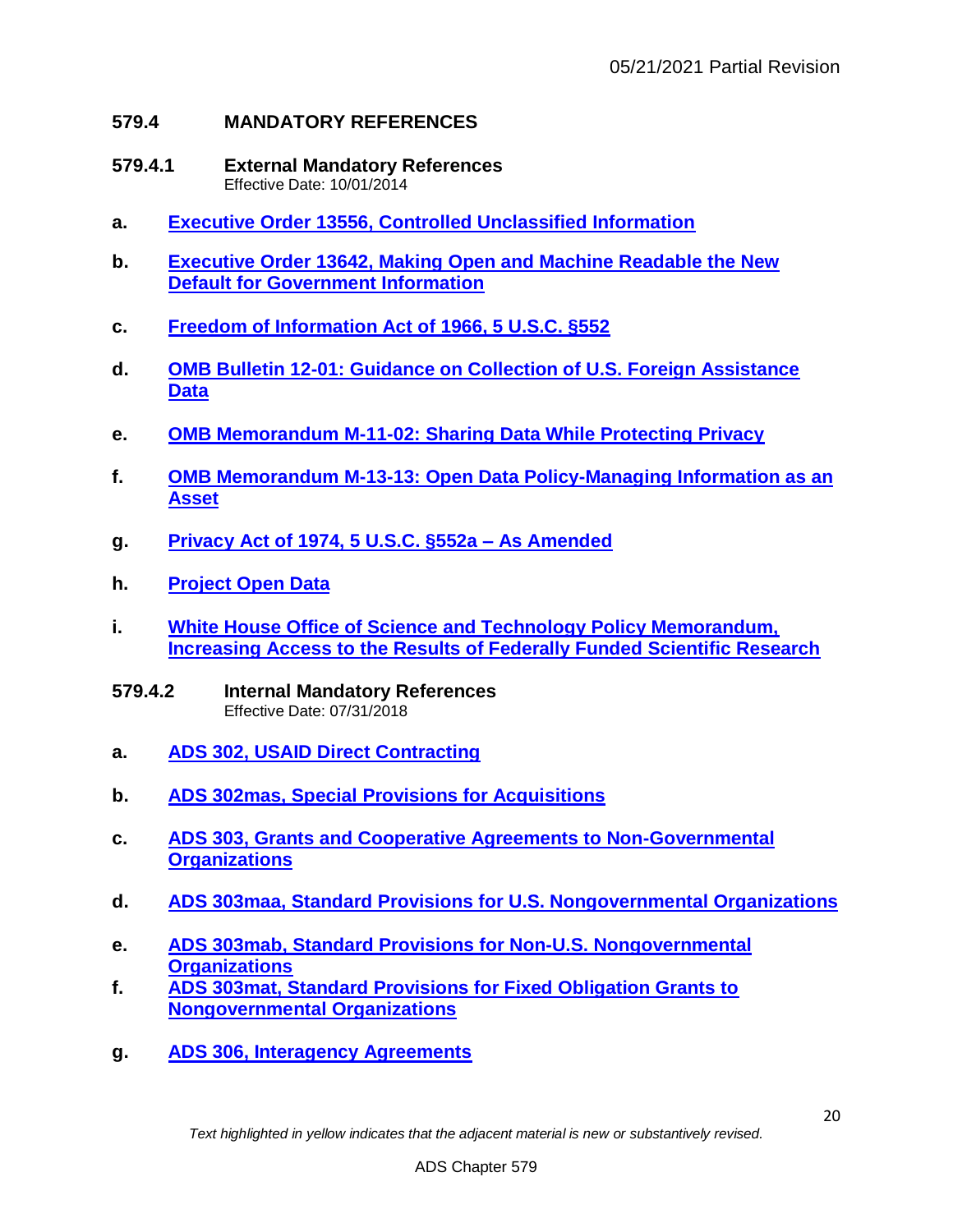## 579.4 MANDATORY REFERENCES

### 579.4.1 External Mandatory References

Effective Date: 10/01/2014

**a.** **Executive Order 13556, Controlled Unclassified Information**

**b.** **Executive Order 13642, Making Open and Machine Readable the New Default for Government Information**

**c.** **Freedom of Information Act of 1966, 5 U.S.C. §552**

**d.** **OMB Bulletin 12-01: Guidance on Collection of U.S. Foreign Assistance Data**

**e.** **OMB Memorandum M-11-02: Sharing Data While Protecting Privacy**

**f.** **OMB Memorandum M-13-13: Open Data Policy-Managing Information as an Asset**

**g.** **Privacy Act of 1974, 5 U.S.C. §552a – As Amended**

**h.** **Project Open Data**

**i.** **White House Office of Science and Technology Policy Memorandum, Increasing Access to the Results of Federally Funded Scientific Research**

### 579.4.2 Internal Mandatory References

Effective Date: 07/31/2018

**a.** **ADS 302, USAID Direct Contracting**

**b.** **ADS 302mas, Special Provisions for Acquisitions**

**c.** **ADS 303, Grants and Cooperative Agreements to Non-Governmental Organizations**

**d.** **ADS 303maa, Standard Provisions for U.S. Nongovernmental Organizations**

**e.** **ADS 303mab, Standard Provisions for Non-U.S. Nongovernmental Organizations**

**f.** **ADS 303mat, Standard Provisions for Fixed Obligation Grants to Nongovernmental Organizations**

**g.** **ADS 306, Interagency Agreements**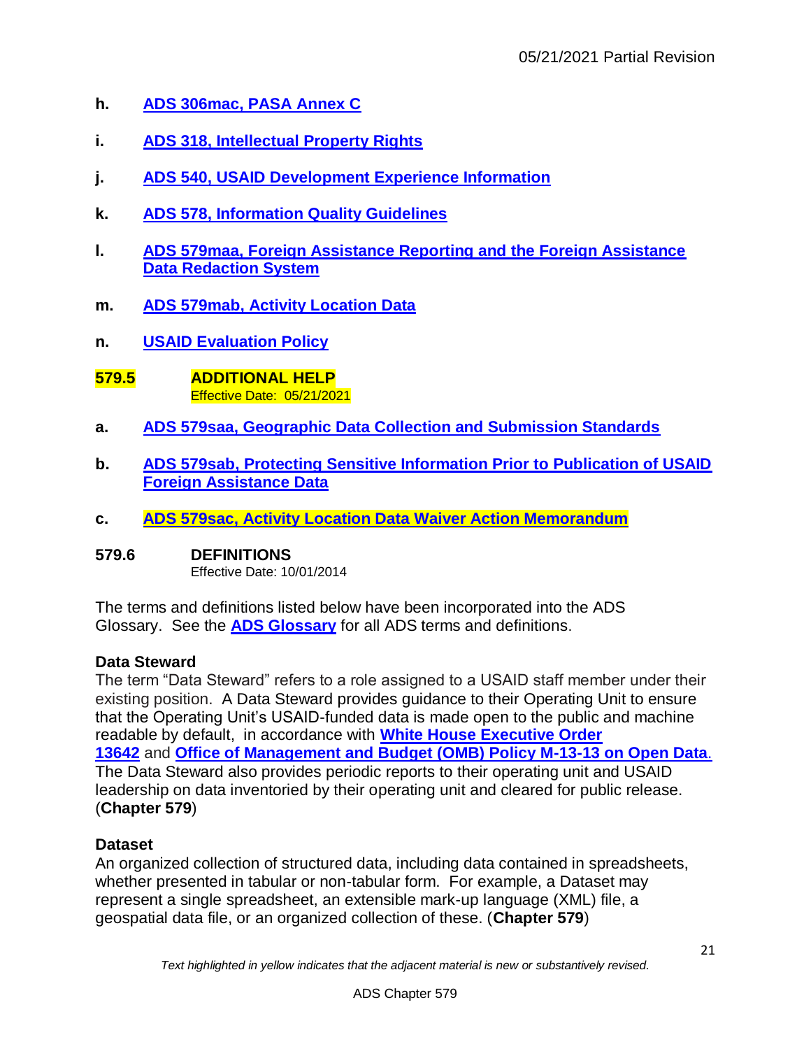h. **ADS 306mac, PASA Annex C**

i. **ADS 318, Intellectual Property Rights**

j. **ADS 540, USAID Development Experience Information**

k. **ADS 578, Information Quality Guidelines**

l. **ADS 579maa, Foreign Assistance Reporting and the Foreign Assistance Data Redaction System**

m. **ADS 579mab, Activity Location Data**

n. **USAID Evaluation Policy**

## 579.5 ADDITIONAL HELP

Effective Date: 05/21/2021

a. **ADS 579saa, Geographic Data Collection and Submission Standards**

b. **ADS 579sab, Protecting Sensitive Information Prior to Publication of USAID Foreign Assistance Data**

c. **ADS 579sac, Activity Location Data Waiver Action Memorandum**

## 579.6 DEFINITIONS

Effective Date: 10/01/2014

The terms and definitions listed below have been incorporated into the ADS Glossary. See the **ADS Glossary** for all ADS terms and definitions.

**Data Steward**
The term "Data Steward" refers to a role assigned to a USAID staff member under their existing position. A Data Steward provides guidance to their Operating Unit to ensure that the Operating Unit's USAID-funded data is made open to the public and machine readable by default, in accordance with **White House Executive Order 13642** and **Office of Management and Budget (OMB) Policy M-13-13 on Open Data**. The Data Steward also provides periodic reports to their operating unit and USAID leadership on data inventoried by their operating unit and cleared for public release. (**Chapter 579**)

**Dataset**
An organized collection of structured data, including data contained in spreadsheets, whether presented in tabular or non-tabular form. For example, a Dataset may represent a single spreadsheet, an extensible mark-up language (XML) file, a geospatial data file, or an organized collection of these. (**Chapter 579**)

*Text highlighted in yellow indicates that the adjacent material is new or substantively revised.*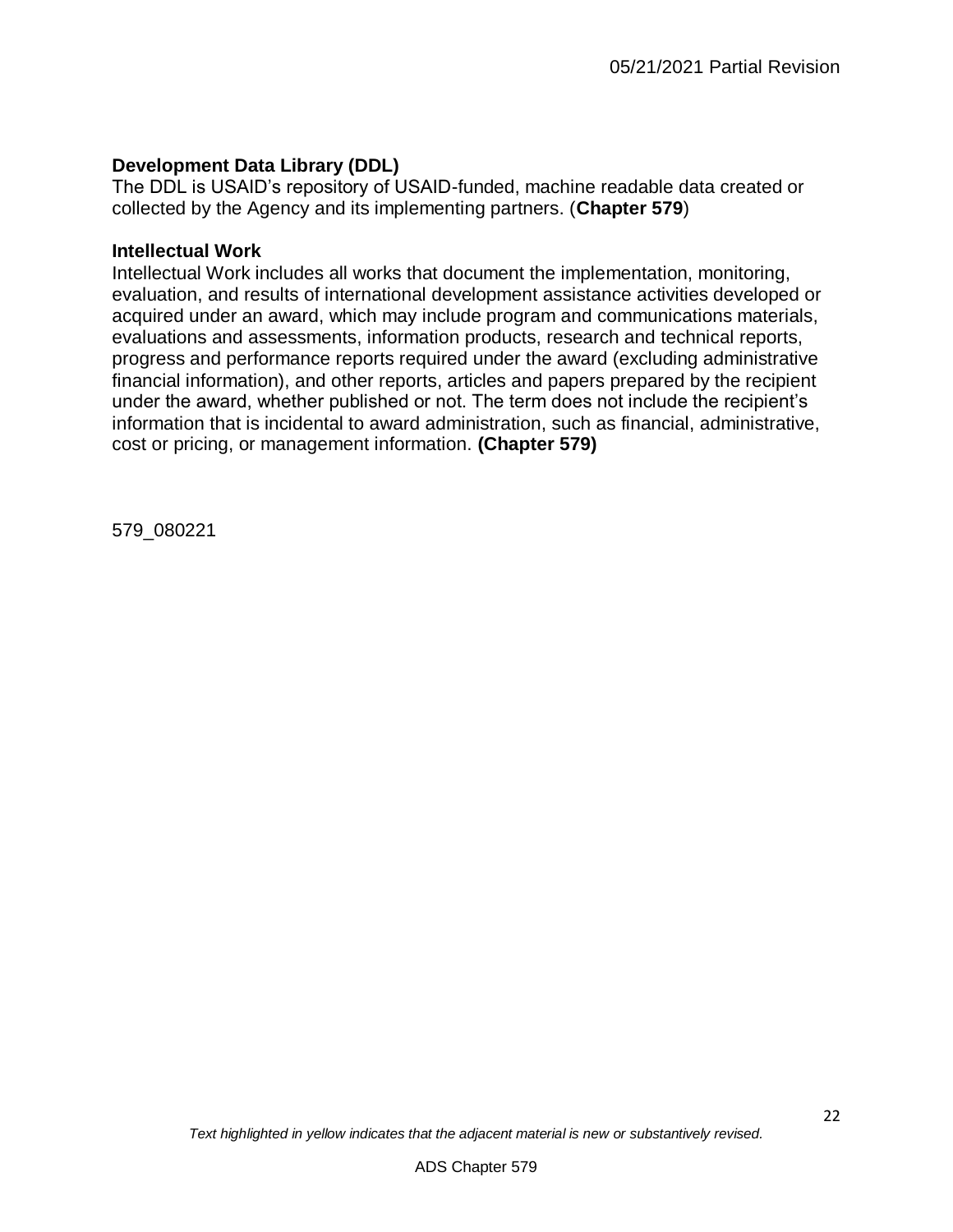**Development Data Library (DDL)**
The DDL is USAID's repository of USAID-funded, machine readable data created or collected by the Agency and its implementing partners. (**Chapter 579**)

**Intellectual Work**
Intellectual Work includes all works that document the implementation, monitoring, evaluation, and results of international development assistance activities developed or acquired under an award, which may include program and communications materials, evaluations and assessments, information products, research and technical reports, progress and performance reports required under the award (excluding administrative financial information), and other reports, articles and papers prepared by the recipient under the award, whether published or not. The term does not include the recipient's information that is incidental to award administration, such as financial, administrative, cost or pricing, or management information. **(Chapter 579)**

579_080221